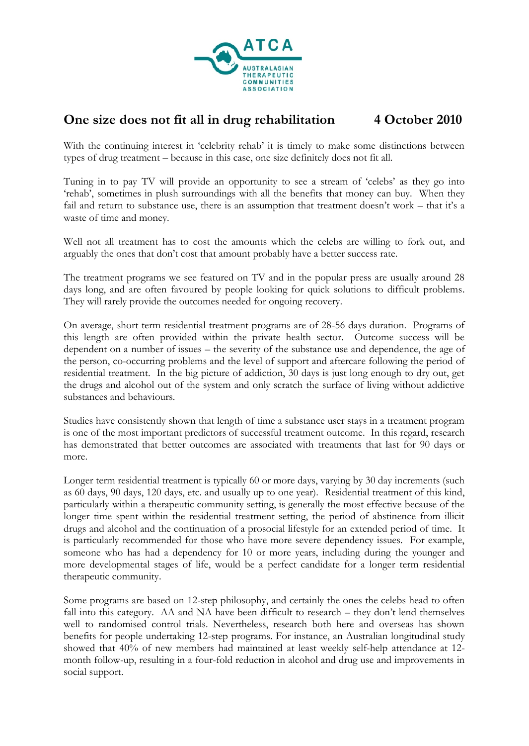ATCA

AUSTRALASIAN THERAPEUTIC COMMUNITIES ASSOCIATION

# One size does not fit all in drug rehabilitation    4 October 2010

With the continuing interest in 'celebrity rehab' it is timely to make some distinctions between types of drug treatment – because in this case, one size definitely does not fit all.

Tuning in to pay TV will provide an opportunity to see a stream of 'celebs' as they go into 'rehab', sometimes in plush surroundings with all the benefits that money can buy. When they fail and return to substance use, there is an assumption that treatment doesn't work – that it's a waste of time and money.

Well not all treatment has to cost the amounts which the celebs are willing to fork out, and arguably the ones that don't cost that amount probably have a better success rate.

The treatment programs we see featured on TV and in the popular press are usually around 28 days long, and are often favoured by people looking for quick solutions to difficult problems. They will rarely provide the outcomes needed for ongoing recovery.

On average, short term residential treatment programs are of 28-56 days duration. Programs of this length are often provided within the private health sector. Outcome success will be dependent on a number of issues – the severity of the substance use and dependence, the age of the person, co-occurring problems and the level of support and aftercare following the period of residential treatment. In the big picture of addiction, 30 days is just long enough to dry out, get the drugs and alcohol out of the system and only scratch the surface of living without addictive substances and behaviours.

Studies have consistently shown that length of time a substance user stays in a treatment program is one of the most important predictors of successful treatment outcome. In this regard, research has demonstrated that better outcomes are associated with treatments that last for 90 days or more.

Longer term residential treatment is typically 60 or more days, varying by 30 day increments (such as 60 days, 90 days, 120 days, etc. and usually up to one year). Residential treatment of this kind, particularly within a therapeutic community setting, is generally the most effective because of the longer time spent within the residential treatment setting, the period of abstinence from illicit drugs and alcohol and the continuation of a prosocial lifestyle for an extended period of time. It is particularly recommended for those who have more severe dependency issues. For example, someone who has had a dependency for 10 or more years, including during the younger and more developmental stages of life, would be a perfect candidate for a longer term residential therapeutic community.

Some programs are based on 12-step philosophy, and certainly the ones the celebs head to often fall into this category. AA and NA have been difficult to research – they don't lend themselves well to randomised control trials. Nevertheless, research both here and overseas has shown benefits for people undertaking 12-step programs. For instance, an Australian longitudinal study showed that 40% of new members had maintained at least weekly self-help attendance at 12-month follow-up, resulting in a four-fold reduction in alcohol and drug use and improvements in social support.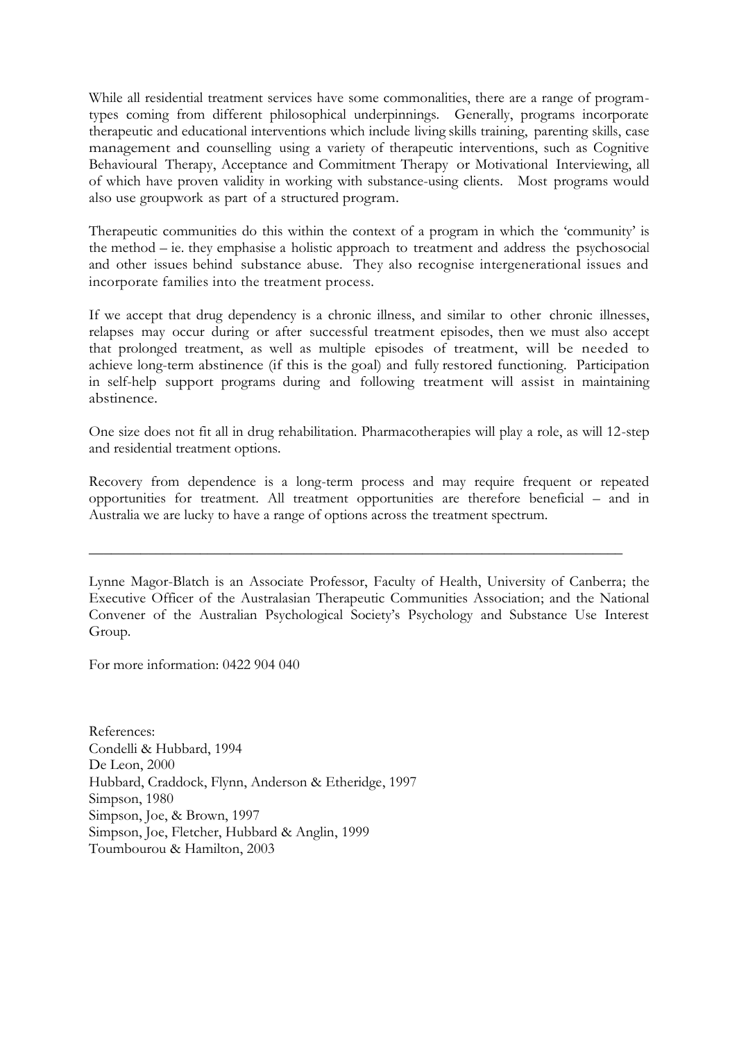While all residential treatment services have some commonalities, there are a range of program-types coming from different philosophical underpinnings. Generally, programs incorporate therapeutic and educational interventions which include living skills training, parenting skills, case management and counselling using a variety of therapeutic interventions, such as Cognitive Behavioural Therapy, Acceptance and Commitment Therapy or Motivational Interviewing, all of which have proven validity in working with substance-using clients. Most programs would also use groupwork as part of a structured program.

Therapeutic communities do this within the context of a program in which the 'community' is the method – ie. they emphasise a holistic approach to treatment and address the psychosocial and other issues behind substance abuse. They also recognise intergenerational issues and incorporate families into the treatment process.

If we accept that drug dependency is a chronic illness, and similar to other chronic illnesses, relapses may occur during or after successful treatment episodes, then we must also accept that prolonged treatment, as well as multiple episodes of treatment, will be needed to achieve long-term abstinence (if this is the goal) and fully restored functioning. Participation in self-help support programs during and following treatment will assist in maintaining abstinence.

One size does not fit all in drug rehabilitation. Pharmacotherapies will play a role, as will 12-step and residential treatment options.

Recovery from dependence is a long-term process and may require frequent or repeated opportunities for treatment. All treatment opportunities are therefore beneficial – and in Australia we are lucky to have a range of options across the treatment spectrum.

---

Lynne Magor-Blatch is an Associate Professor, Faculty of Health, University of Canberra; the Executive Officer of the Australasian Therapeutic Communities Association; and the National Convener of the Australian Psychological Society's Psychology and Substance Use Interest Group.

For more information: 0422 904 040

References:
Condelli & Hubbard, 1994
De Leon, 2000
Hubbard, Craddock, Flynn, Anderson & Etheridge, 1997
Simpson, 1980
Simpson, Joe, & Brown, 1997
Simpson, Joe, Fletcher, Hubbard & Anglin, 1999
Toumbourou & Hamilton, 2003